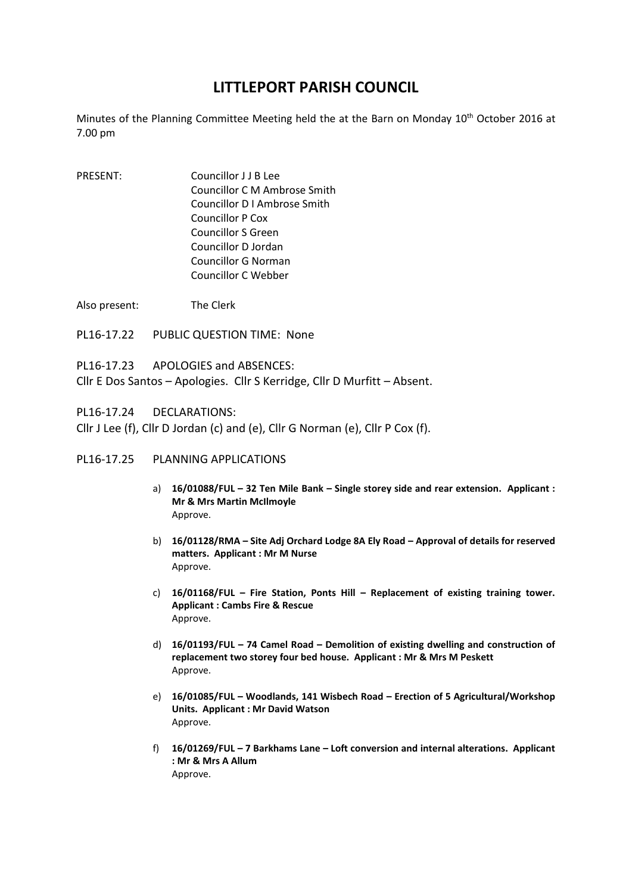# LITTLEPORT PARISH COUNCIL

Minutes of the Planning Committee Meeting held the at the Barn on Monday 10th October 2016 at 7.00 pm

PRESENT: Councillor J J B Lee
Councillor C M Ambrose Smith
Councillor D I Ambrose Smith
Councillor P Cox
Councillor S Green
Councillor D Jordan
Councillor G Norman
Councillor C Webber

Also present: The Clerk

PL16-17.22 PUBLIC QUESTION TIME: None

PL16-17.23 APOLOGIES and ABSENCES:
Cllr E Dos Santos – Apologies. Cllr S Kerridge, Cllr D Murfitt – Absent.

PL16-17.24 DECLARATIONS:
Cllr J Lee (f), Cllr D Jordan (c) and (e), Cllr G Norman (e), Cllr P Cox (f).

PL16-17.25 PLANNING APPLICATIONS

a) **16/01088/FUL – 32 Ten Mile Bank – Single storey side and rear extension. Applicant : Mr & Mrs Martin McIlmoyle**
Approve.

b) **16/01128/RMA – Site Adj Orchard Lodge 8A Ely Road – Approval of details for reserved matters. Applicant : Mr M Nurse**
Approve.

c) **16/01168/FUL – Fire Station, Ponts Hill – Replacement of existing training tower. Applicant : Cambs Fire & Rescue**
Approve.

d) **16/01193/FUL – 74 Camel Road – Demolition of existing dwelling and construction of replacement two storey four bed house. Applicant : Mr & Mrs M Peskett**
Approve.

e) **16/01085/FUL – Woodlands, 141 Wisbech Road – Erection of 5 Agricultural/Workshop Units. Applicant : Mr David Watson**
Approve.

f) **16/01269/FUL – 7 Barkhams Lane – Loft conversion and internal alterations. Applicant : Mr & Mrs A Allum**
Approve.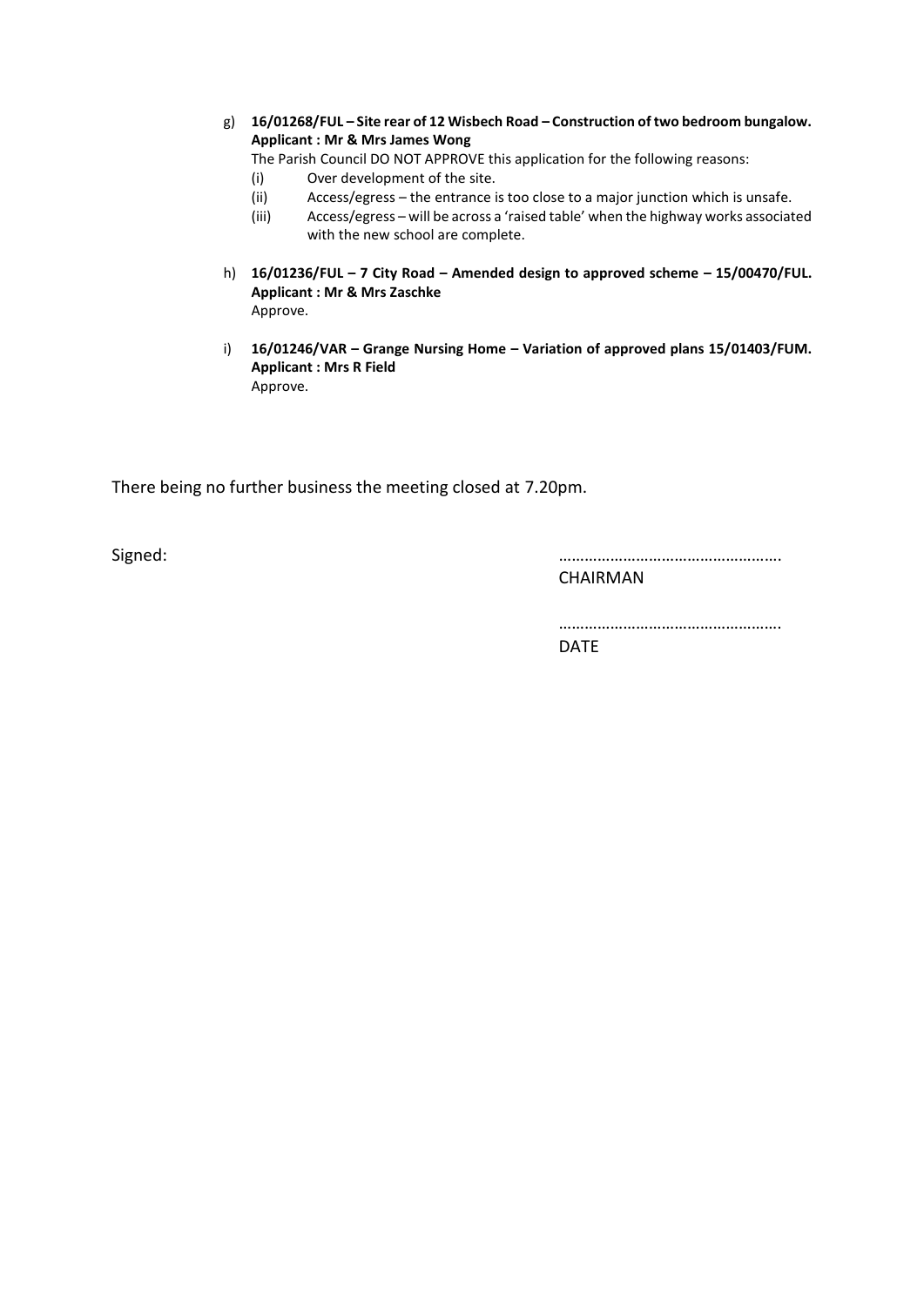g) **16/01268/FUL – Site rear of 12 Wisbech Road – Construction of two bedroom bungalow. Applicant : Mr & Mrs James Wong**

   The Parish Council DO NOT APPROVE this application for the following reasons:

   (i) Over development of the site.

   (ii) Access/egress – the entrance is too close to a major junction which is unsafe.

   (iii) Access/egress – will be across a 'raised table' when the highway works associated with the new school are complete.

h) **16/01236/FUL – 7 City Road – Amended design to approved scheme – 15/00470/FUL. Applicant : Mr & Mrs Zaschke**

   Approve.

i) **16/01246/VAR – Grange Nursing Home – Variation of approved plans 15/01403/FUM. Applicant : Mrs R Field**

   Approve.

There being no further business the meeting closed at 7.20pm.

Signed: ……………………………………………
CHAIRMAN

……………………………………………
DATE